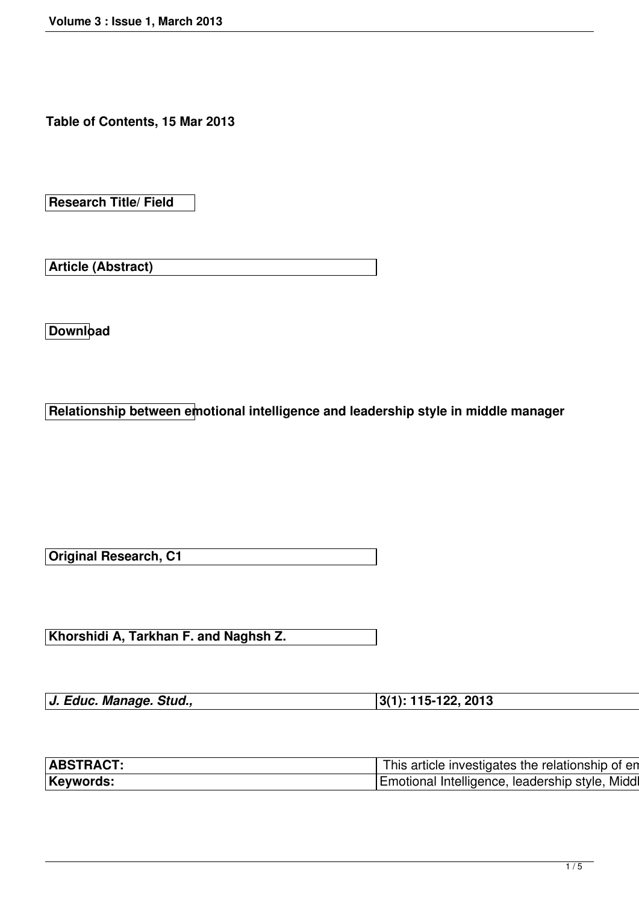**Table of Contents, 15 Mar 2013**

**Research Title/ Field**

**Article (Abstract)**

**Download**

**Relationship between emotional intelligence and leadership style in middle manager**

**Original Research, C1**

**Khorshidi A, Tarkhan F. and Naghsh Z.**

| *J. Educ. Manage. Stud.,* | 3(1): 115-122, 2013 |
|---|---|

| **ABSTRACT:** | This article investigates the relationship of em |
|---|---|
| **Keywords:** | Emotional Intelligence, leadership style, Middl |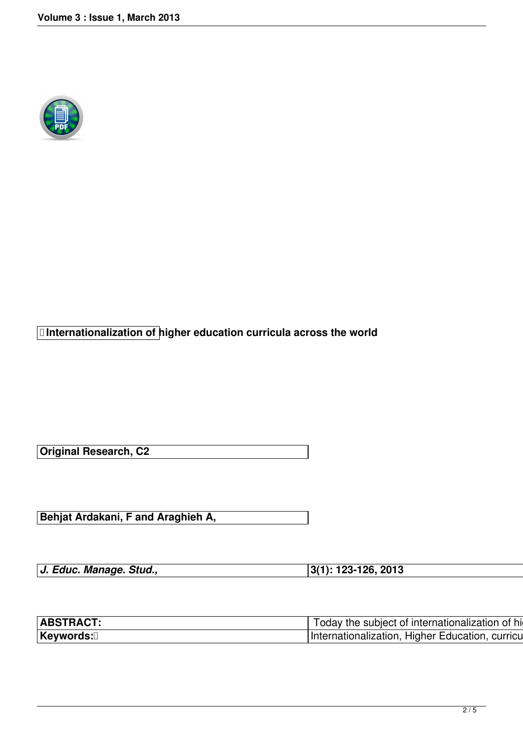**Internationalization of higher education curricula across the world**

| Original Research, C2 |
|---|

| Behjat Ardakani, F and Araghieh A, |
|---|

| *J. Educ. Manage. Stud.,* | 3(1): 123-126, 2013 |
|---|---|

| ABSTRACT: | Today the subject of internationalization of hi |
|---|---|
| Keywords: | Internationalization, Higher Education, curricu |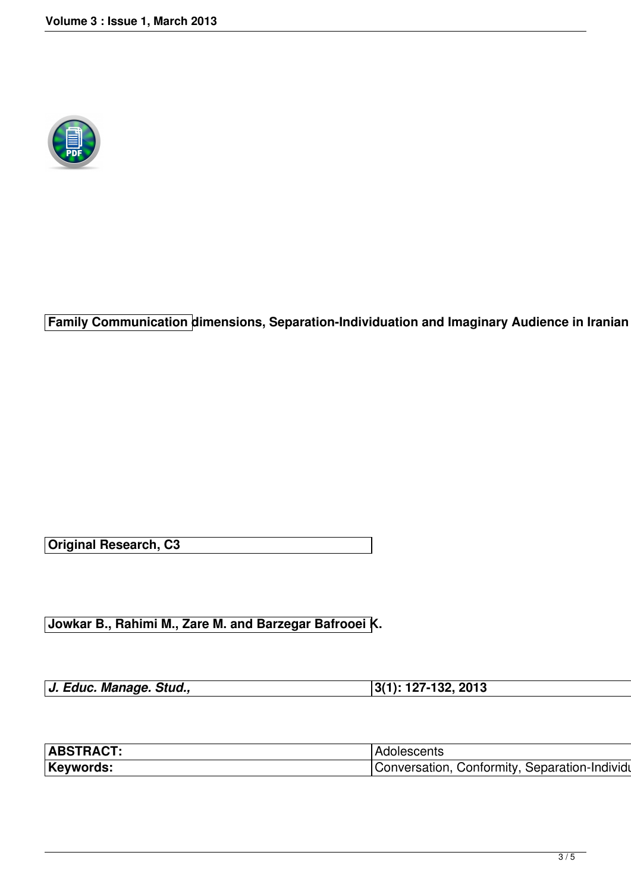**Family Communication dimensions, Separation-Individuation and Imaginary Audience in Iranian**

**Original Research, C3**

**Jowkar B., Rahimi M., Zare M. and Barzegar Bafrooei K.**

| *J. Educ. Manage. Stud.,* | 3(1): 127-132, 2013 |
|---|---|
| **ABSTRACT:** | Adolescents |
| **Keywords:** | Conversation, Conformity, Separation-Individu |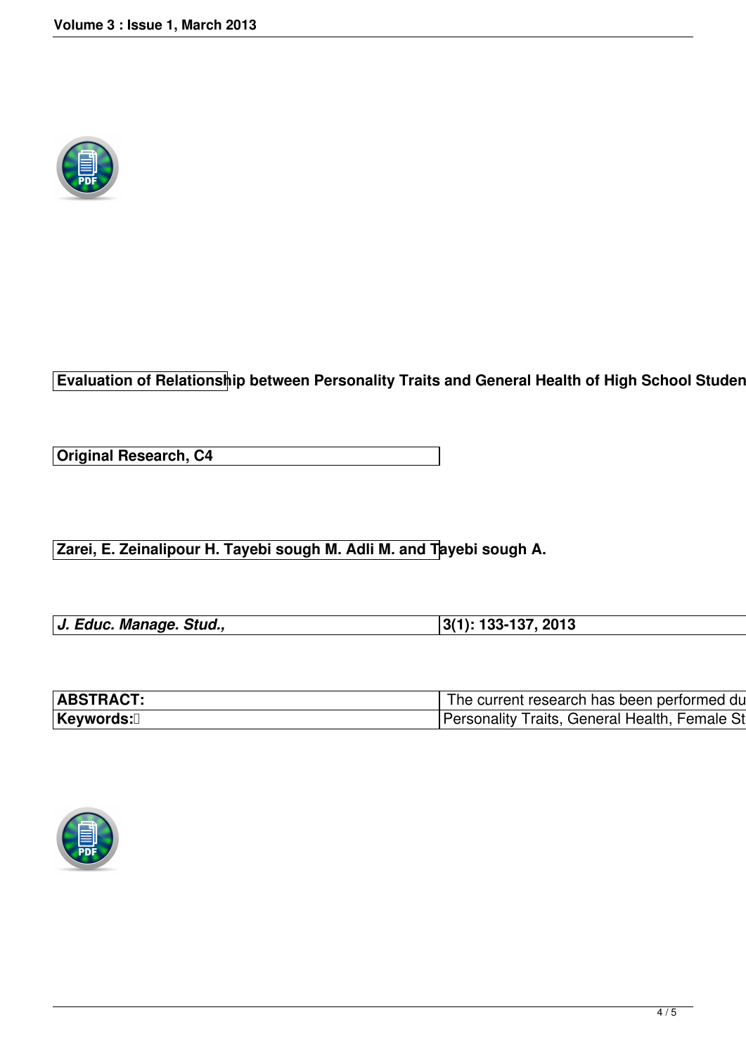| Evaluation of Relationship between Personality Traits and General Health of High School Studen | |
|---|---|

| Original Research, C4 |
|---|

| Zarei, E. Zeinalipour H. Tayebi sough M. Adli M. and Tayebi sough A. |
|---|

| *J. Educ. Manage. Stud.,* | 3(1): 133-137, 2013 |
|---|---|

| ABSTRACT: | The current research has been performed du |
|---|---|
| Keywords: | Personality Traits, General Health, Female St |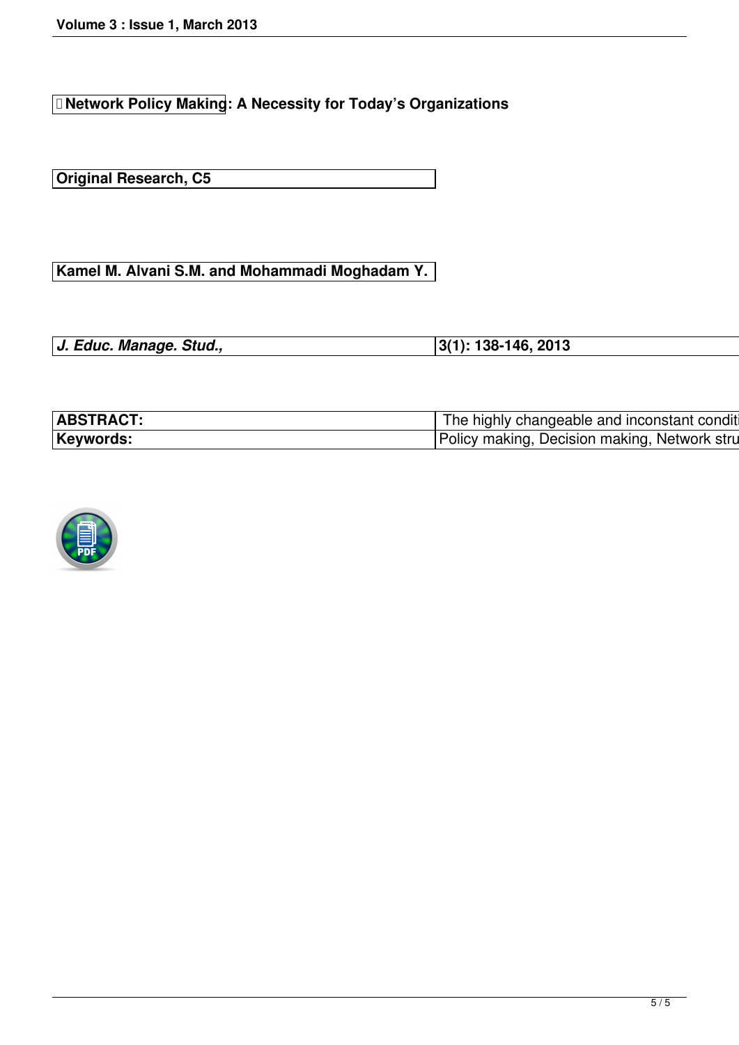**Network Policy Making: A Necessity for Today's Organizations**

| | |
|---|---|
| **Original Research, C5** | |

| | |
|---|---|
| **Kamel M. Alvani S.M. and Mohammadi Moghadam Y.** | |

| | |
|---|---|
| ***J. Educ. Manage. Stud.,*** | **3(1): 138-146, 2013** |

| | |
|---|---|
| **ABSTRACT:** | The highly changeable and inconstant conditi |
| **Keywords:** | Policy making, Decision making, Network stru |